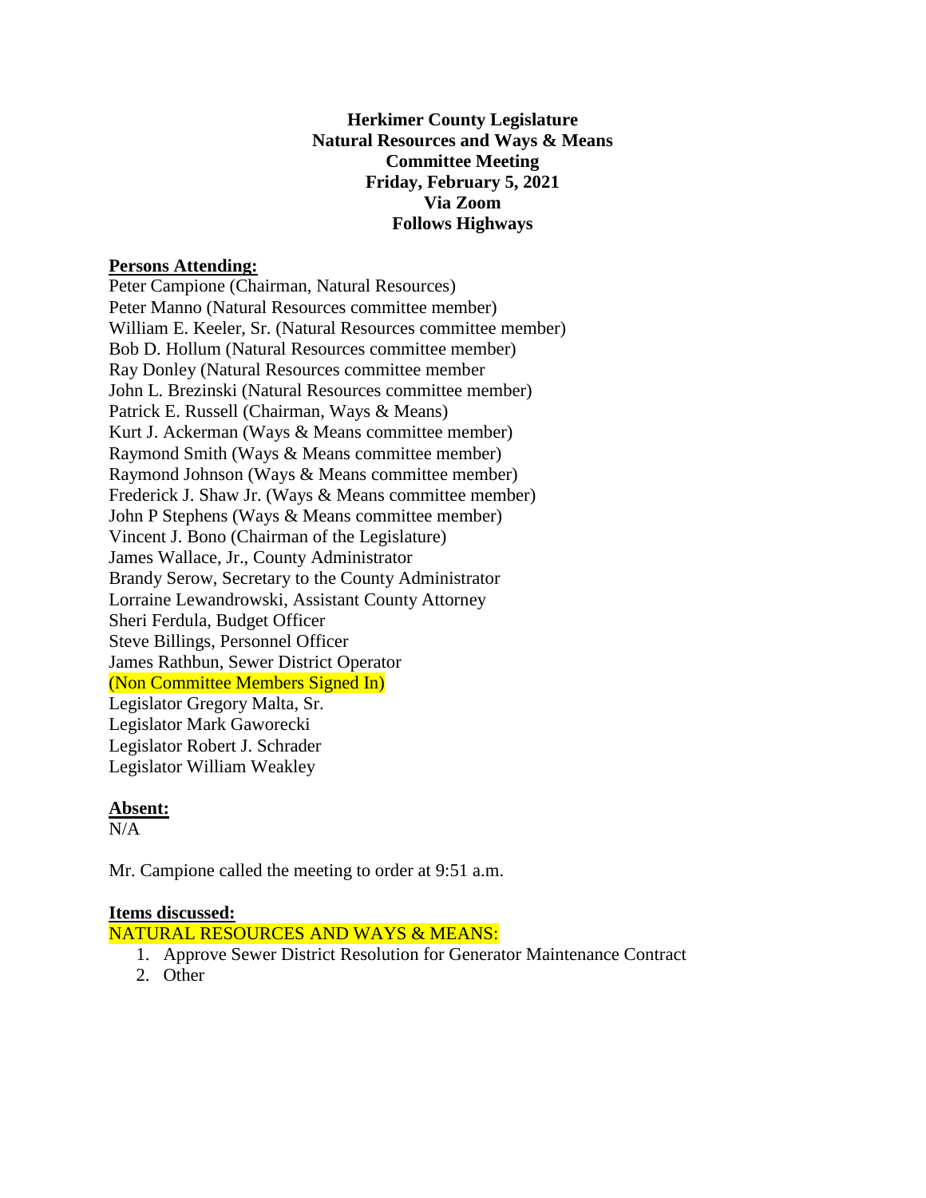**Herkimer County Legislature**
**Natural Resources and Ways & Means**
**Committee Meeting**
**Friday, February 5, 2021**
**Via Zoom**
**Follows Highways**

**Persons Attending:**

Peter Campione (Chairman, Natural Resources)
Peter Manno (Natural Resources committee member)
William E. Keeler, Sr. (Natural Resources committee member)
Bob D. Hollum (Natural Resources committee member)
Ray Donley (Natural Resources committee member
John L. Brezinski (Natural Resources committee member)
Patrick E. Russell (Chairman, Ways & Means)
Kurt J. Ackerman (Ways & Means committee member)
Raymond Smith (Ways & Means committee member)
Raymond Johnson (Ways & Means committee member)
Frederick J. Shaw Jr. (Ways & Means committee member)
John P Stephens (Ways & Means committee member)
Vincent J. Bono (Chairman of the Legislature)
James Wallace, Jr., County Administrator
Brandy Serow, Secretary to the County Administrator
Lorraine Lewandrowski, Assistant County Attorney
Sheri Ferdula, Budget Officer
Steve Billings, Personnel Officer
James Rathbun, Sewer District Operator
(Non Committee Members Signed In)
Legislator Gregory Malta, Sr.
Legislator Mark Gaworecki
Legislator Robert J. Schrader
Legislator William Weakley

**Absent:**

N/A

Mr. Campione called the meeting to order at 9:51 a.m.

**Items discussed:**

NATURAL RESOURCES AND WAYS & MEANS:

1. Approve Sewer District Resolution for Generator Maintenance Contract
2. Other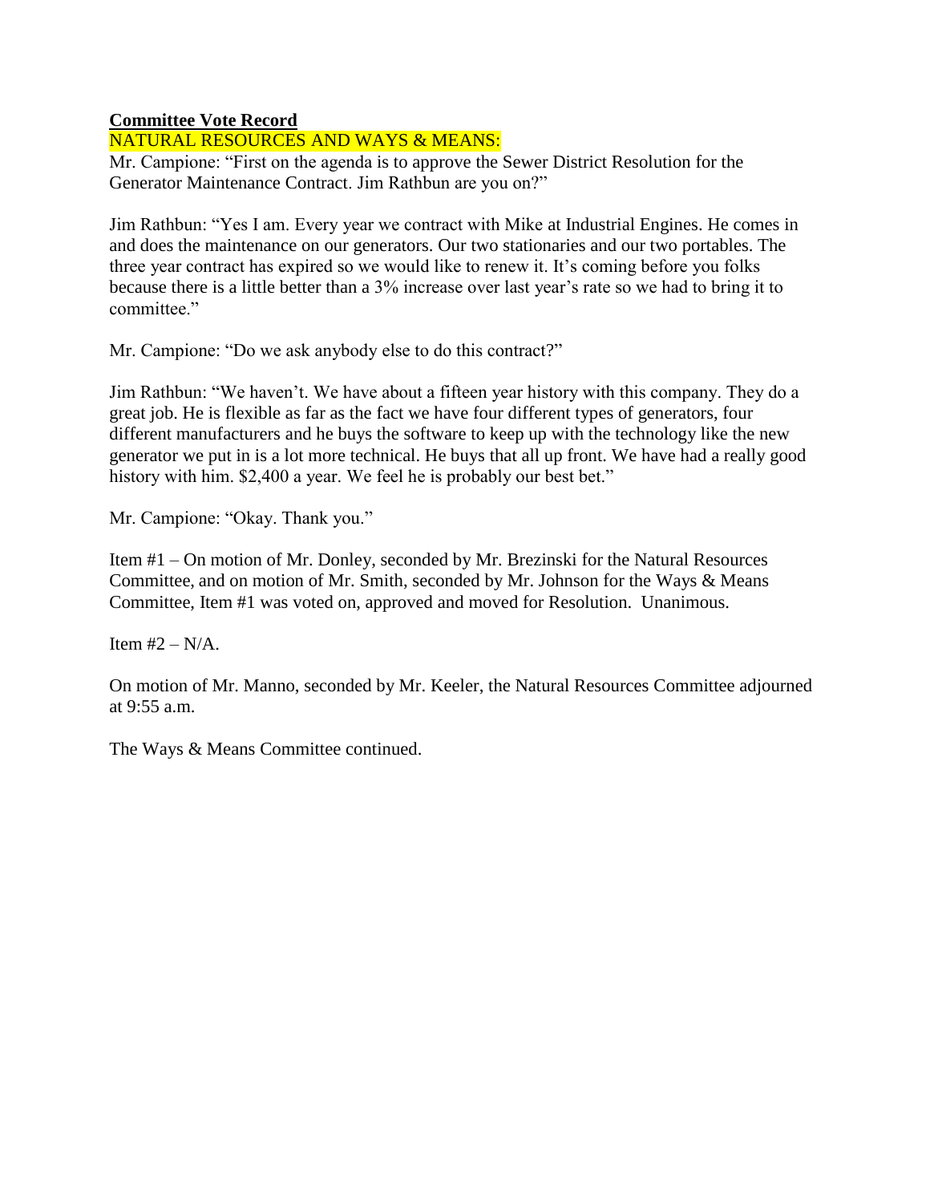**Committee Vote Record**

NATURAL RESOURCES AND WAYS & MEANS:

Mr. Campione: "First on the agenda is to approve the Sewer District Resolution for the Generator Maintenance Contract. Jim Rathbun are you on?"

Jim Rathbun: "Yes I am. Every year we contract with Mike at Industrial Engines. He comes in and does the maintenance on our generators. Our two stationaries and our two portables. The three year contract has expired so we would like to renew it. It's coming before you folks because there is a little better than a 3% increase over last year's rate so we had to bring it to committee."

Mr. Campione: "Do we ask anybody else to do this contract?"

Jim Rathbun: "We haven't. We have about a fifteen year history with this company. They do a great job. He is flexible as far as the fact we have four different types of generators, four different manufacturers and he buys the software to keep up with the technology like the new generator we put in is a lot more technical. He buys that all up front. We have had a really good history with him. $2,400 a year. We feel he is probably our best bet."

Mr. Campione: "Okay. Thank you."

Item #1 – On motion of Mr. Donley, seconded by Mr. Brezinski for the Natural Resources Committee, and on motion of Mr. Smith, seconded by Mr. Johnson for the Ways & Means Committee, Item #1 was voted on, approved and moved for Resolution. Unanimous.

Item #2 – N/A.

On motion of Mr. Manno, seconded by Mr. Keeler, the Natural Resources Committee adjourned at 9:55 a.m.

The Ways & Means Committee continued.